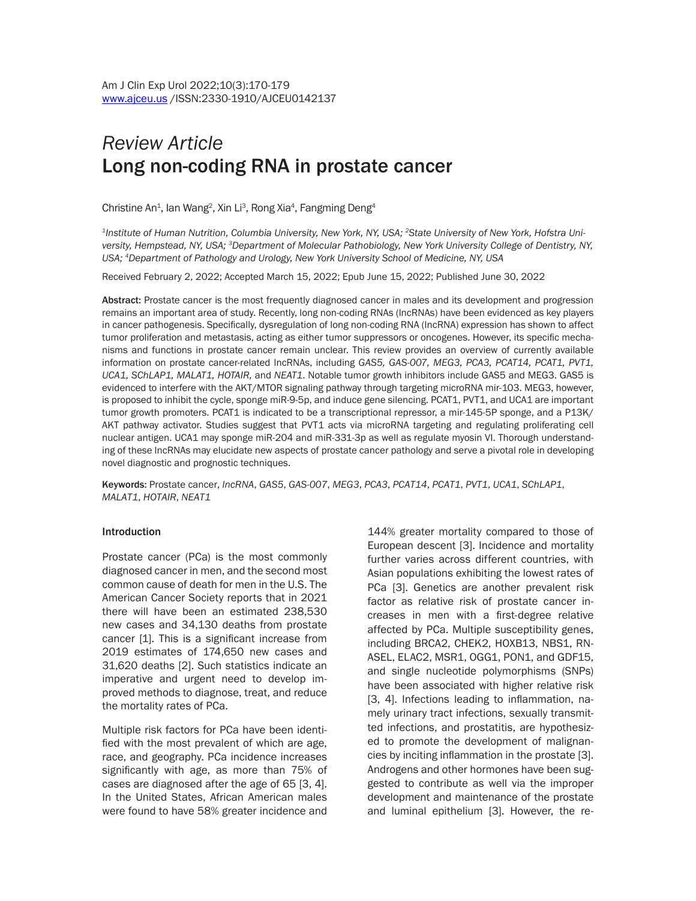*Review Article*

# Long non-coding RNA in prostate cancer

Christine An[1], Ian Wang[2], Xin Li[3], Rong Xia[4], Fangming Deng[4]

[1]*Institute of Human Nutrition, Columbia University, New York, NY, USA;* [2]*State University of New York, Hofstra University, Hempstead, NY, USA;* [3]*Department of Molecular Pathobiology, New York University College of Dentistry, NY, USA;* [4]*Department of Pathology and Urology, New York University School of Medicine, NY, USA*

Received February 2, 2022; Accepted March 15, 2022; Epub June 15, 2022; Published June 30, 2022

**Abstract:** Prostate cancer is the most frequently diagnosed cancer in males and its development and progression remains an important area of study. Recently, long non-coding RNAs (lncRNAs) have been evidenced as key players in cancer pathogenesis. Specifically, dysregulation of long non-coding RNA (lncRNA) expression has shown to affect tumor proliferation and metastasis, acting as either tumor suppressors or oncogenes. However, its specific mechanisms and functions in prostate cancer remain unclear. This review provides an overview of currently available information on prostate cancer-related lncRNAs, including *GAS5, GAS-007, MEG3, PCA3, PCAT14, PCAT1, PVT1, UCA1, SChLAP1, MALAT1, HOTAIR,* and *NEAT1*. Notable tumor growth inhibitors include GAS5 and MEG3. GAS5 is evidenced to interfere with the AKT/MTOR signaling pathway through targeting microRNA mir-103. MEG3, however, is proposed to inhibit the cycle, sponge miR-9-5p, and induce gene silencing. PCAT1, PVT1, and UCA1 are important tumor growth promoters. PCAT1 is indicated to be a transcriptional repressor, a mir-145-5P sponge, and a P13K/AKT pathway activator. Studies suggest that PVT1 acts via microRNA targeting and regulating proliferating cell nuclear antigen. UCA1 may sponge miR-204 and miR-331-3p as well as regulate myosin VI. Thorough understanding of these lncRNAs may elucidate new aspects of prostate cancer pathology and serve a pivotal role in developing novel diagnostic and prognostic techniques.

**Keywords:** Prostate cancer, *lncRNA*, *GAS5*, *GAS-007*, *MEG3*, *PCA3*, *PCAT14*, *PCAT1*, *PVT1*, *UCA1*, *SChLAP1*, *MALAT1*, *HOTAIR*, *NEAT1*

## Introduction

Prostate cancer (PCa) is the most commonly diagnosed cancer in men, and the second most common cause of death for men in the U.S. The American Cancer Society reports that in 2021 there will have been an estimated 238,530 new cases and 34,130 deaths from prostate cancer [1]. This is a significant increase from 2019 estimates of 174,650 new cases and 31,620 deaths [2]. Such statistics indicate an imperative and urgent need to develop improved methods to diagnose, treat, and reduce the mortality rates of PCa.

Multiple risk factors for PCa have been identified with the most prevalent of which are age, race, and geography. PCa incidence increases significantly with age, as more than 75% of cases are diagnosed after the age of 65 [3, 4]. In the United States, African American males were found to have 58% greater incidence and 144% greater mortality compared to those of European descent [3]. Incidence and mortality further varies across different countries, with Asian populations exhibiting the lowest rates of PCa [3]. Genetics are another prevalent risk factor as relative risk of prostate cancer increases in men with a first-degree relative affected by PCa. Multiple susceptibility genes, including BRCA2, CHEK2, HOXB13, NBS1, RNASEL, ELAC2, MSR1, OGG1, PON1, and GDF15, and single nucleotide polymorphisms (SNPs) have been associated with higher relative risk [3, 4]. Infections leading to inflammation, namely urinary tract infections, sexually transmitted infections, and prostatitis, are hypothesized to promote the development of malignancies by inciting inflammation in the prostate [3]. Androgens and other hormones have been suggested to contribute as well via the improper development and maintenance of the prostate and luminal epithelium [3]. However, the re-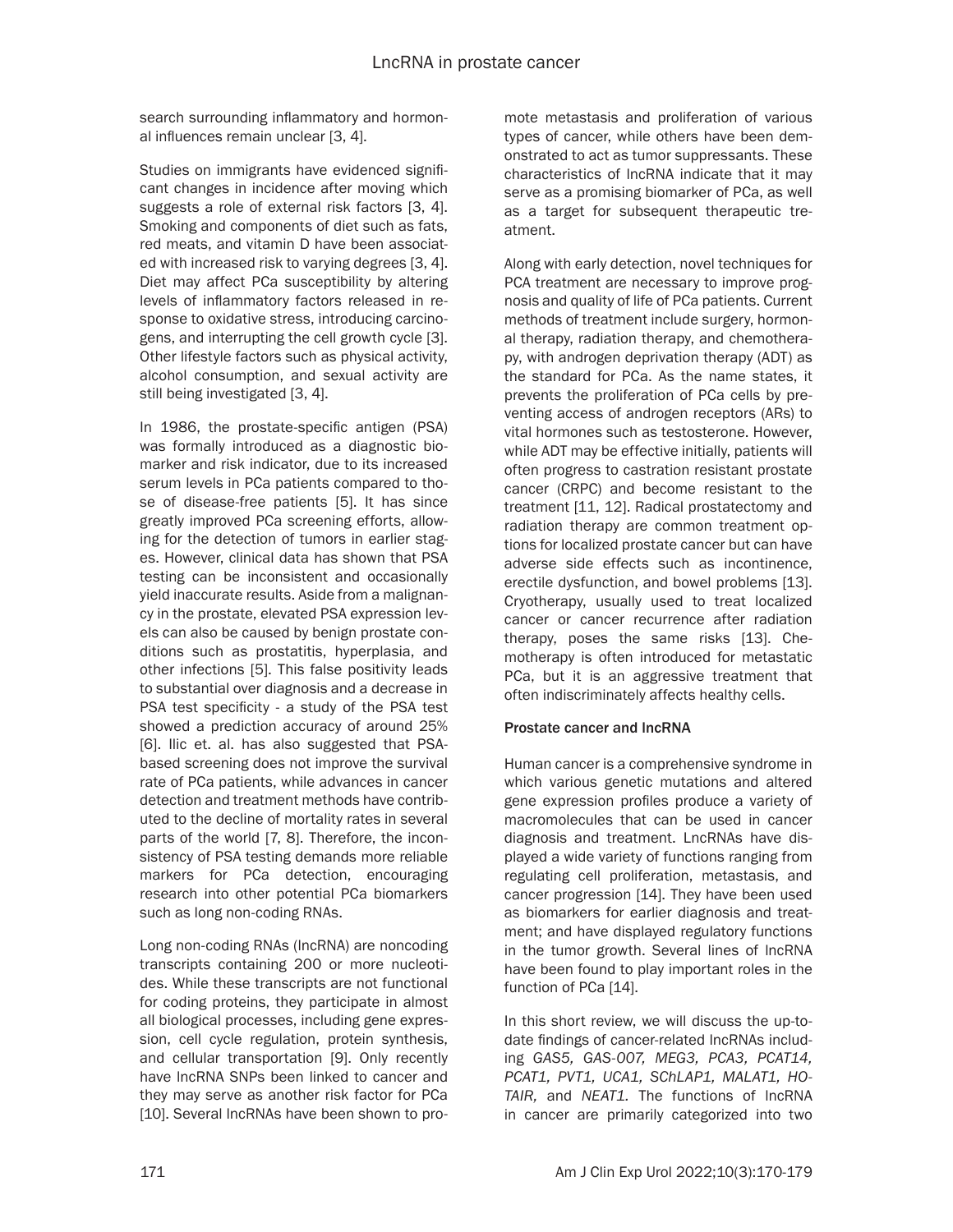search surrounding inflammatory and hormonal influences remain unclear [3, 4].

Studies on immigrants have evidenced significant changes in incidence after moving which suggests a role of external risk factors [3, 4]. Smoking and components of diet such as fats, red meats, and vitamin D have been associated with increased risk to varying degrees [3, 4]. Diet may affect PCa susceptibility by altering levels of inflammatory factors released in response to oxidative stress, introducing carcinogens, and interrupting the cell growth cycle [3]. Other lifestyle factors such as physical activity, alcohol consumption, and sexual activity are still being investigated [3, 4].

In 1986, the prostate-specific antigen (PSA) was formally introduced as a diagnostic biomarker and risk indicator, due to its increased serum levels in PCa patients compared to those of disease-free patients [5]. It has since greatly improved PCa screening efforts, allowing for the detection of tumors in earlier stages. However, clinical data has shown that PSA testing can be inconsistent and occasionally yield inaccurate results. Aside from a malignancy in the prostate, elevated PSA expression levels can also be caused by benign prostate conditions such as prostatitis, hyperplasia, and other infections [5]. This false positivity leads to substantial over diagnosis and a decrease in PSA test specificity - a study of the PSA test showed a prediction accuracy of around 25% [6]. Ilic et. al. has also suggested that PSA-based screening does not improve the survival rate of PCa patients, while advances in cancer detection and treatment methods have contributed to the decline of mortality rates in several parts of the world [7, 8]. Therefore, the inconsistency of PSA testing demands more reliable markers for PCa detection, encouraging research into other potential PCa biomarkers such as long non-coding RNAs.

Long non-coding RNAs (lncRNA) are noncoding transcripts containing 200 or more nucleotides. While these transcripts are not functional for coding proteins, they participate in almost all biological processes, including gene expression, cell cycle regulation, protein synthesis, and cellular transportation [9]. Only recently have lncRNA SNPs been linked to cancer and they may serve as another risk factor for PCa [10]. Several lncRNAs have been shown to promote metastasis and proliferation of various types of cancer, while others have been demonstrated to act as tumor suppressants. These characteristics of lncRNA indicate that it may serve as a promising biomarker of PCa, as well as a target for subsequent therapeutic treatment.

Along with early detection, novel techniques for PCA treatment are necessary to improve prognosis and quality of life of PCa patients. Current methods of treatment include surgery, hormonal therapy, radiation therapy, and chemotherapy, with androgen deprivation therapy (ADT) as the standard for PCa. As the name states, it prevents the proliferation of PCa cells by preventing access of androgen receptors (ARs) to vital hormones such as testosterone. However, while ADT may be effective initially, patients will often progress to castration resistant prostate cancer (CRPC) and become resistant to the treatment [11, 12]. Radical prostatectomy and radiation therapy are common treatment options for localized prostate cancer but can have adverse side effects such as incontinence, erectile dysfunction, and bowel problems [13]. Cryotherapy, usually used to treat localized cancer or cancer recurrence after radiation therapy, poses the same risks [13]. Chemotherapy is often introduced for metastatic PCa, but it is an aggressive treatment that often indiscriminately affects healthy cells.

## Prostate cancer and lncRNA

Human cancer is a comprehensive syndrome in which various genetic mutations and altered gene expression profiles produce a variety of macromolecules that can be used in cancer diagnosis and treatment. LncRNAs have displayed a wide variety of functions ranging from regulating cell proliferation, metastasis, and cancer progression [14]. They have been used as biomarkers for earlier diagnosis and treatment; and have displayed regulatory functions in the tumor growth. Several lines of lncRNA have been found to play important roles in the function of PCa [14].

In this short review, we will discuss the up-to-date findings of cancer-related lncRNAs including *GAS5, GAS-007, MEG3, PCA3, PCAT14, PCAT1, PVT1, UCA1, SChLAP1, MALAT1, HOTAIR,* and *NEAT1.* The functions of lncRNA in cancer are primarily categorized into two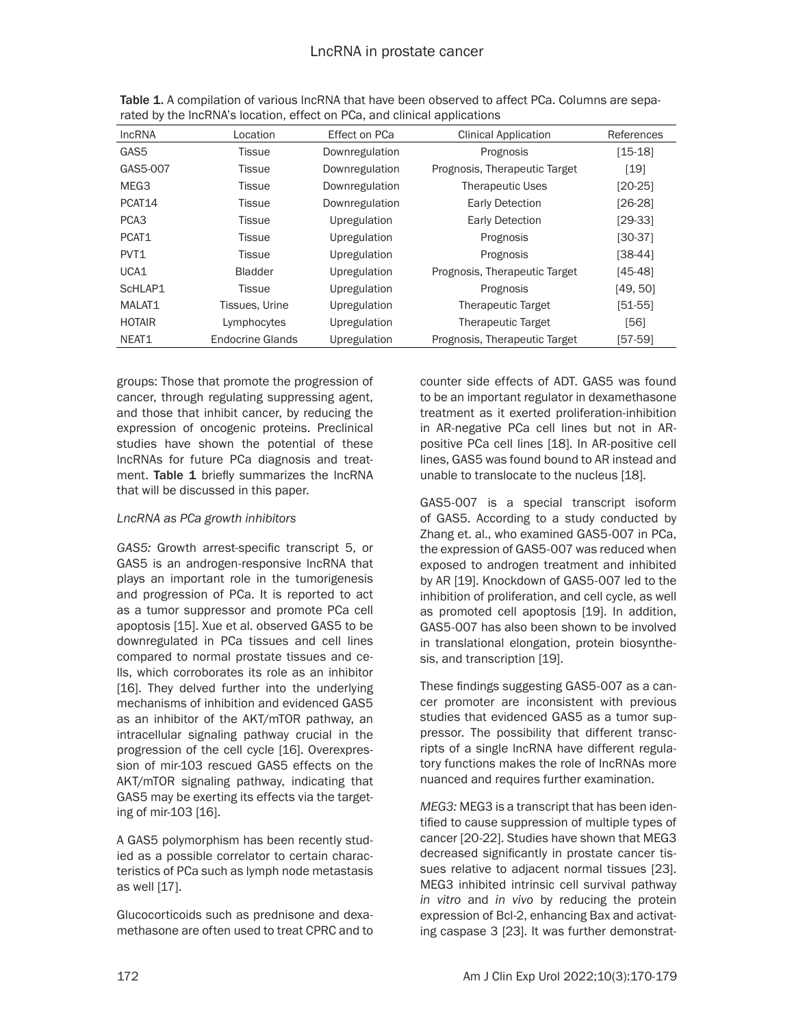Table 1. A compilation of various lncRNA that have been observed to affect PCa. Columns are separated by the lncRNA's location, effect on PCa, and clinical applications

| lncRNA | Location | Effect on PCa | Clinical Application | References |
|---|---|---|---|---|
| GAS5 | Tissue | Downregulation | Prognosis | [15-18] |
| GAS5-007 | Tissue | Downregulation | Prognosis, Therapeutic Target | [19] |
| MEG3 | Tissue | Downregulation | Therapeutic Uses | [20-25] |
| PCAT14 | Tissue | Downregulation | Early Detection | [26-28] |
| PCA3 | Tissue | Upregulation | Early Detection | [29-33] |
| PCAT1 | Tissue | Upregulation | Prognosis | [30-37] |
| PVT1 | Tissue | Upregulation | Prognosis | [38-44] |
| UCA1 | Bladder | Upregulation | Prognosis, Therapeutic Target | [45-48] |
| ScHLAP1 | Tissue | Upregulation | Prognosis | [49, 50] |
| MALAT1 | Tissues, Urine | Upregulation | Therapeutic Target | [51-55] |
| HOTAIR | Lymphocytes | Upregulation | Therapeutic Target | [56] |
| NEAT1 | Endocrine Glands | Upregulation | Prognosis, Therapeutic Target | [57-59] |

groups: Those that promote the progression of cancer, through regulating suppressing agent, and those that inhibit cancer, by reducing the expression of oncogenic proteins. Preclinical studies have shown the potential of these lncRNAs for future PCa diagnosis and treatment. **Table 1** briefly summarizes the lncRNA that will be discussed in this paper.

*LncRNA as PCa growth inhibitors*

*GAS5:* Growth arrest-specific transcript 5, or GAS5 is an androgen-responsive lncRNA that plays an important role in the tumorigenesis and progression of PCa. It is reported to act as a tumor suppressor and promote PCa cell apoptosis [15]. Xue et al. observed GAS5 to be downregulated in PCa tissues and cell lines compared to normal prostate tissues and cells, which corroborates its role as an inhibitor [16]. They delved further into the underlying mechanisms of inhibition and evidenced GAS5 as an inhibitor of the AKT/mTOR pathway, an intracellular signaling pathway crucial in the progression of the cell cycle [16]. Overexpression of mir-103 rescued GAS5 effects on the AKT/mTOR signaling pathway, indicating that GAS5 may be exerting its effects via the targeting of mir-103 [16].

A GAS5 polymorphism has been recently studied as a possible correlator to certain characteristics of PCa such as lymph node metastasis as well [17].

Glucocorticoids such as prednisone and dexamethasone are often used to treat CPRC and to counter side effects of ADT. GAS5 was found to be an important regulator in dexamethasone treatment as it exerted proliferation-inhibition in AR-negative PCa cell lines but not in AR-positive PCa cell lines [18]. In AR-positive cell lines, GAS5 was found bound to AR instead and unable to translocate to the nucleus [18].

GAS5-007 is a special transcript isoform of GAS5. According to a study conducted by Zhang et. al., who examined GAS5-007 in PCa, the expression of GAS5-007 was reduced when exposed to androgen treatment and inhibited by AR [19]. Knockdown of GAS5-007 led to the inhibition of proliferation, and cell cycle, as well as promoted cell apoptosis [19]. In addition, GAS5-007 has also been shown to be involved in translational elongation, protein biosynthesis, and transcription [19].

These findings suggesting GAS5-007 as a cancer promoter are inconsistent with previous studies that evidenced GAS5 as a tumor suppressor. The possibility that different transcripts of a single lncRNA have different regulatory functions makes the role of lncRNAs more nuanced and requires further examination.

*MEG3:* MEG3 is a transcript that has been identified to cause suppression of multiple types of cancer [20-22]. Studies have shown that MEG3 decreased significantly in prostate cancer tissues relative to adjacent normal tissues [23]. MEG3 inhibited intrinsic cell survival pathway *in vitro* and *in vivo* by reducing the protein expression of Bcl-2, enhancing Bax and activating caspase 3 [23]. It was further demonstrat-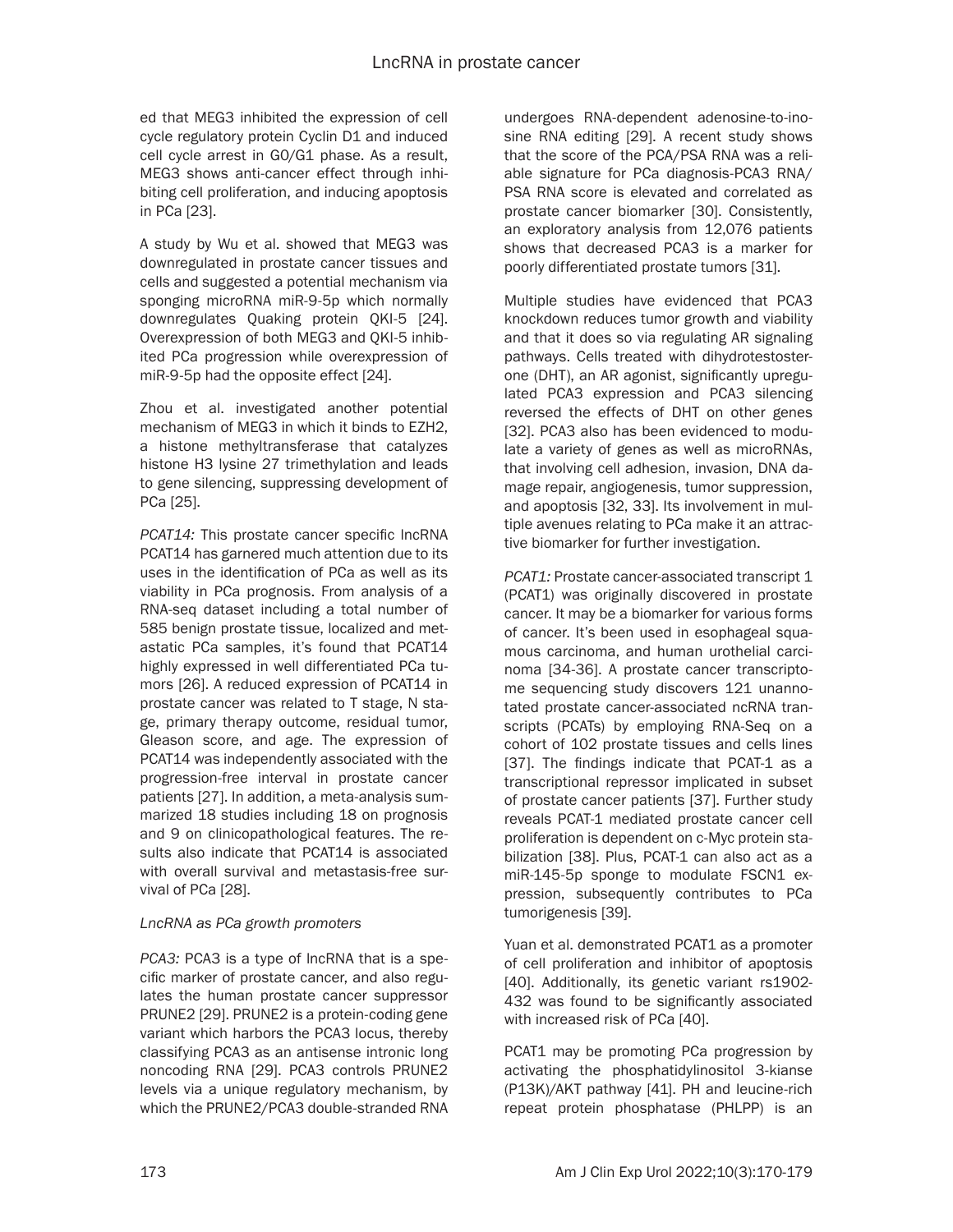ed that MEG3 inhibited the expression of cell cycle regulatory protein Cyclin D1 and induced cell cycle arrest in G0/G1 phase. As a result, MEG3 shows anti-cancer effect through inhibiting cell proliferation, and inducing apoptosis in PCa [23].

A study by Wu et al. showed that MEG3 was downregulated in prostate cancer tissues and cells and suggested a potential mechanism via sponging microRNA miR-9-5p which normally downregulates Quaking protein QKI-5 [24]. Overexpression of both MEG3 and QKI-5 inhibited PCa progression while overexpression of miR-9-5p had the opposite effect [24].

Zhou et al. investigated another potential mechanism of MEG3 in which it binds to EZH2, a histone methyltransferase that catalyzes histone H3 lysine 27 trimethylation and leads to gene silencing, suppressing development of PCa [25].

*PCAT14:* This prostate cancer specific lncRNA PCAT14 has garnered much attention due to its uses in the identification of PCa as well as its viability in PCa prognosis. From analysis of a RNA-seq dataset including a total number of 585 benign prostate tissue, localized and metastatic PCa samples, it's found that PCAT14 highly expressed in well differentiated PCa tumors [26]. A reduced expression of PCAT14 in prostate cancer was related to T stage, N stage, primary therapy outcome, residual tumor, Gleason score, and age. The expression of PCAT14 was independently associated with the progression-free interval in prostate cancer patients [27]. In addition, a meta-analysis summarized 18 studies including 18 on prognosis and 9 on clinicopathological features. The results also indicate that PCAT14 is associated with overall survival and metastasis-free survival of PCa [28].

*LncRNA as PCa growth promoters*

*PCA3:* PCA3 is a type of lncRNA that is a specific marker of prostate cancer, and also regulates the human prostate cancer suppressor PRUNE2 [29]. PRUNE2 is a protein-coding gene variant which harbors the PCA3 locus, thereby classifying PCA3 as an antisense intronic long noncoding RNA [29]. PCA3 controls PRUNE2 levels via a unique regulatory mechanism, by which the PRUNE2/PCA3 double-stranded RNA undergoes RNA-dependent adenosine-to-inosine RNA editing [29]. A recent study shows that the score of the PCA/PSA RNA was a reliable signature for PCa diagnosis-PCA3 RNA/PSA RNA score is elevated and correlated as prostate cancer biomarker [30]. Consistently, an exploratory analysis from 12,076 patients shows that decreased PCA3 is a marker for poorly differentiated prostate tumors [31].

Multiple studies have evidenced that PCA3 knockdown reduces tumor growth and viability and that it does so via regulating AR signaling pathways. Cells treated with dihydrotestosterone (DHT), an AR agonist, significantly upregulated PCA3 expression and PCA3 silencing reversed the effects of DHT on other genes [32]. PCA3 also has been evidenced to modulate a variety of genes as well as microRNAs, that involving cell adhesion, invasion, DNA damage repair, angiogenesis, tumor suppression, and apoptosis [32, 33]. Its involvement in multiple avenues relating to PCa make it an attractive biomarker for further investigation.

*PCAT1:* Prostate cancer-associated transcript 1 (PCAT1) was originally discovered in prostate cancer. It may be a biomarker for various forms of cancer. It's been used in esophageal squamous carcinoma, and human urothelial carcinoma [34-36]. A prostate cancer transcriptome sequencing study discovers 121 unannotated prostate cancer-associated ncRNA transcripts (PCATs) by employing RNA-Seq on a cohort of 102 prostate tissues and cells lines [37]. The findings indicate that PCAT-1 as a transcriptional repressor implicated in subset of prostate cancer patients [37]. Further study reveals PCAT-1 mediated prostate cancer cell proliferation is dependent on c-Myc protein stabilization [38]. Plus, PCAT-1 can also act as a miR-145-5p sponge to modulate FSCN1 expression, subsequently contributes to PCa tumorigenesis [39].

Yuan et al. demonstrated PCAT1 as a promoter of cell proliferation and inhibitor of apoptosis [40]. Additionally, its genetic variant rs1902432 was found to be significantly associated with increased risk of PCa [40].

PCAT1 may be promoting PCa progression by activating the phosphatidylinositol 3-kianse (P13K)/AKT pathway [41]. PH and leucine-rich repeat protein phosphatase (PHLPP) is an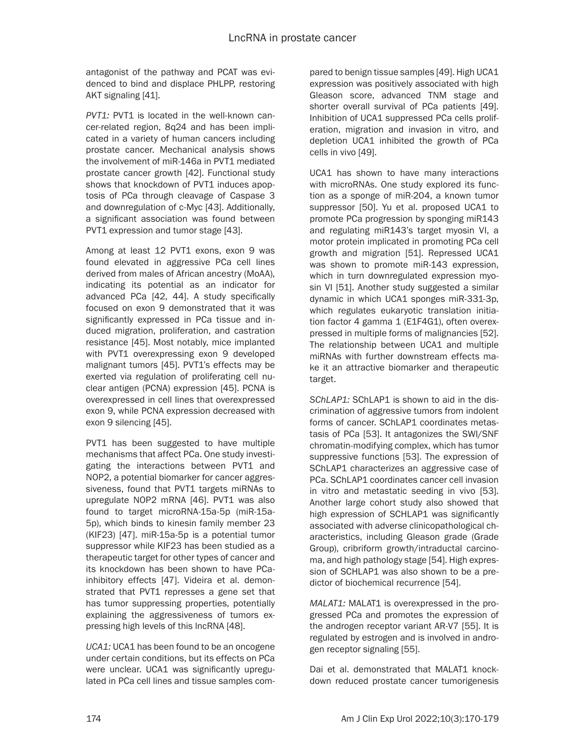antagonist of the pathway and PCAT was evidenced to bind and displace PHLPP, restoring AKT signaling [41].

*PVT1:* PVT1 is located in the well-known cancer-related region, 8q24 and has been implicated in a variety of human cancers including prostate cancer. Mechanical analysis shows the involvement of miR-146a in PVT1 mediated prostate cancer growth [42]. Functional study shows that knockdown of PVT1 induces apoptosis of PCa through cleavage of Caspase 3 and downregulation of c-Myc [43]. Additionally, a significant association was found between PVT1 expression and tumor stage [43].

Among at least 12 PVT1 exons, exon 9 was found elevated in aggressive PCa cell lines derived from males of African ancestry (MoAA), indicating its potential as an indicator for advanced PCa [42, 44]. A study specifically focused on exon 9 demonstrated that it was significantly expressed in PCa tissue and induced migration, proliferation, and castration resistance [45]. Most notably, mice implanted with PVT1 overexpressing exon 9 developed malignant tumors [45]. PVT1's effects may be exerted via regulation of proliferating cell nuclear antigen (PCNA) expression [45]. PCNA is overexpressed in cell lines that overexpressed exon 9, while PCNA expression decreased with exon 9 silencing [45].

PVT1 has been suggested to have multiple mechanisms that affect PCa. One study investigating the interactions between PVT1 and NOP2, a potential biomarker for cancer aggressiveness, found that PVT1 targets miRNAs to upregulate NOP2 mRNA [46]. PVT1 was also found to target microRNA-15a-5p (miR-15a-5p), which binds to kinesin family member 23 (KIF23) [47]. miR-15a-5p is a potential tumor suppressor while KIF23 has been studied as a therapeutic target for other types of cancer and its knockdown has been shown to have PCa-inhibitory effects [47]. Videira et al. demonstrated that PVT1 represses a gene set that has tumor suppressing properties, potentially explaining the aggressiveness of tumors expressing high levels of this lncRNA [48].

*UCA1:* UCA1 has been found to be an oncogene under certain conditions, but its effects on PCa were unclear. UCA1 was significantly upregulated in PCa cell lines and tissue samples compared to benign tissue samples [49]. High UCA1 expression was positively associated with high Gleason score, advanced TNM stage and shorter overall survival of PCa patients [49]. Inhibition of UCA1 suppressed PCa cells proliferation, migration and invasion in vitro, and depletion UCA1 inhibited the growth of PCa cells in vivo [49].

UCA1 has shown to have many interactions with microRNAs. One study explored its function as a sponge of miR-204, a known tumor suppressor [50]. Yu et al. proposed UCA1 to promote PCa progression by sponging miR143 and regulating miR143's target myosin VI, a motor protein implicated in promoting PCa cell growth and migration [51]. Repressed UCA1 was shown to promote miR-143 expression, which in turn downregulated expression myosin VI [51]. Another study suggested a similar dynamic in which UCA1 sponges miR-331-3p, which regulates eukaryotic translation initiation factor 4 gamma 1 (E1F4G1), often overexpressed in multiple forms of malignancies [52]. The relationship between UCA1 and multiple miRNAs with further downstream effects make it an attractive biomarker and therapeutic target.

*SChLAP1:* SChLAP1 is shown to aid in the discrimination of aggressive tumors from indolent forms of cancer. SChLAP1 coordinates metastasis of PCa [53]. It antagonizes the SWI/SNF chromatin-modifying complex, which has tumor suppressive functions [53]. The expression of SChLAP1 characterizes an aggressive case of PCa. SChLAP1 coordinates cancer cell invasion in vitro and metastatic seeding in vivo [53]. Another large cohort study also showed that high expression of SCHLAP1 was significantly associated with adverse clinicopathological characteristics, including Gleason grade (Grade Group), cribriform growth/intraductal carcinoma, and high pathology stage [54]. High expression of SCHLAP1 was also shown to be a predictor of biochemical recurrence [54].

*MALAT1:* MALAT1 is overexpressed in the progressed PCa and promotes the expression of the androgen receptor variant AR-V7 [55]. It is regulated by estrogen and is involved in androgen receptor signaling [55].

Dai et al. demonstrated that MALAT1 knockdown reduced prostate cancer tumorigenesis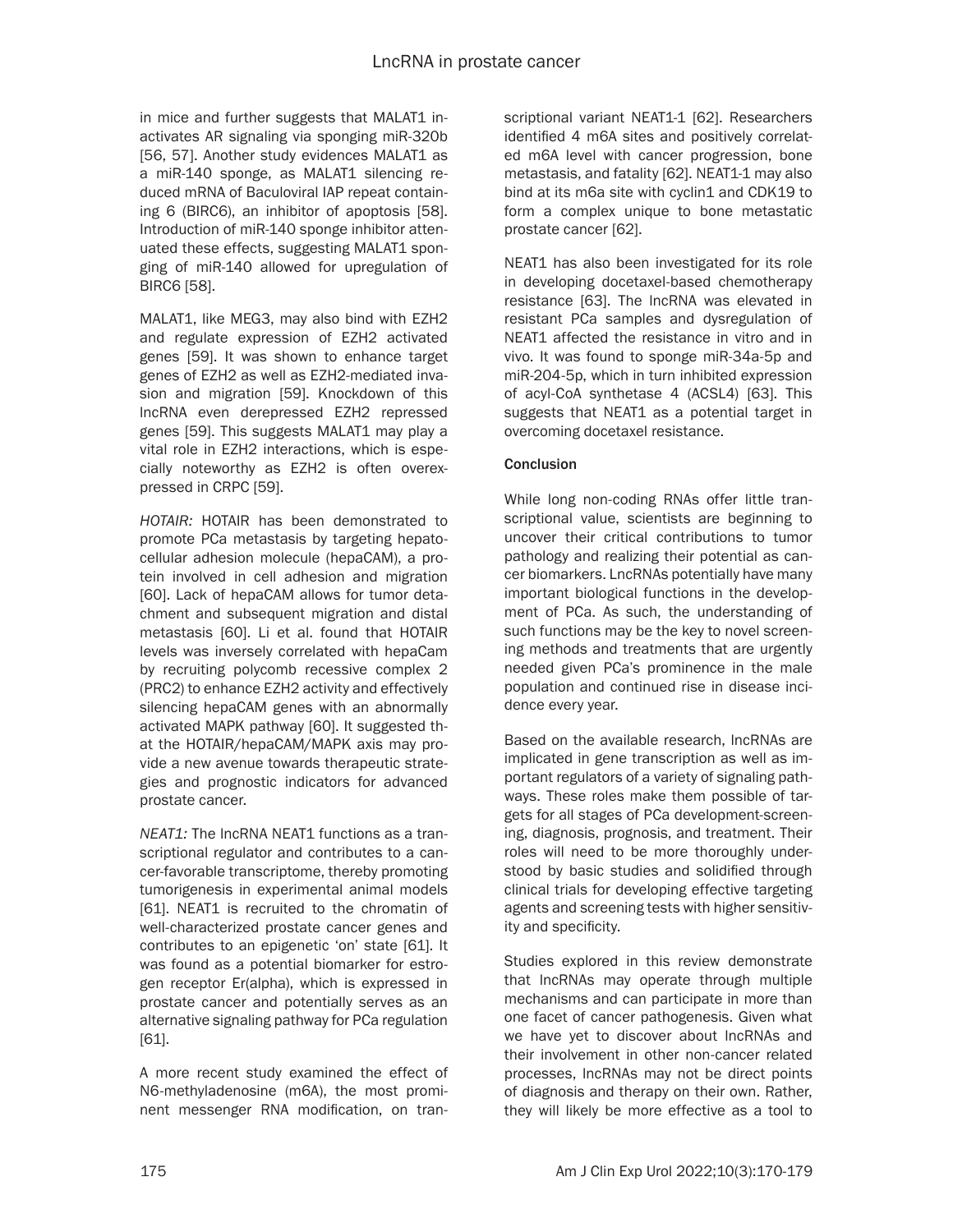in mice and further suggests that MALAT1 inactivates AR signaling via sponging miR-320b [56, 57]. Another study evidences MALAT1 as a miR-140 sponge, as MALAT1 silencing reduced mRNA of Baculoviral IAP repeat containing 6 (BIRC6), an inhibitor of apoptosis [58]. Introduction of miR-140 sponge inhibitor attenuated these effects, suggesting MALAT1 sponging of miR-140 allowed for upregulation of BIRC6 [58].

MALAT1, like MEG3, may also bind with EZH2 and regulate expression of EZH2 activated genes [59]. It was shown to enhance target genes of EZH2 as well as EZH2-mediated invasion and migration [59]. Knockdown of this lncRNA even derepressed EZH2 repressed genes [59]. This suggests MALAT1 may play a vital role in EZH2 interactions, which is especially noteworthy as EZH2 is often overexpressed in CRPC [59].

*HOTAIR:* HOTAIR has been demonstrated to promote PCa metastasis by targeting hepatocellular adhesion molecule (hepaCAM), a protein involved in cell adhesion and migration [60]. Lack of hepaCAM allows for tumor detachment and subsequent migration and distal metastasis [60]. Li et al. found that HOTAIR levels was inversely correlated with hepaCam by recruiting polycomb recessive complex 2 (PRC2) to enhance EZH2 activity and effectively silencing hepaCAM genes with an abnormally activated MAPK pathway [60]. It suggested that the HOTAIR/hepaCAM/MAPK axis may provide a new avenue towards therapeutic strategies and prognostic indicators for advanced prostate cancer.

*NEAT1:* The lncRNA NEAT1 functions as a transcriptional regulator and contributes to a cancer-favorable transcriptome, thereby promoting tumorigenesis in experimental animal models [61]. NEAT1 is recruited to the chromatin of well-characterized prostate cancer genes and contributes to an epigenetic 'on' state [61]. It was found as a potential biomarker for estrogen receptor Er(alpha), which is expressed in prostate cancer and potentially serves as an alternative signaling pathway for PCa regulation [61].

A more recent study examined the effect of N6-methyladenosine (m6A), the most prominent messenger RNA modification, on transcriptional variant NEAT1-1 [62]. Researchers identified 4 m6A sites and positively correlated m6A level with cancer progression, bone metastasis, and fatality [62]. NEAT1-1 may also bind at its m6a site with cyclin1 and CDK19 to form a complex unique to bone metastatic prostate cancer [62].

NEAT1 has also been investigated for its role in developing docetaxel-based chemotherapy resistance [63]. The lncRNA was elevated in resistant PCa samples and dysregulation of NEAT1 affected the resistance in vitro and in vivo. It was found to sponge miR-34a-5p and miR-204-5p, which in turn inhibited expression of acyl-CoA synthetase 4 (ACSL4) [63]. This suggests that NEAT1 as a potential target in overcoming docetaxel resistance.

## Conclusion

While long non-coding RNAs offer little transcriptional value, scientists are beginning to uncover their critical contributions to tumor pathology and realizing their potential as cancer biomarkers. LncRNAs potentially have many important biological functions in the development of PCa. As such, the understanding of such functions may be the key to novel screening methods and treatments that are urgently needed given PCa's prominence in the male population and continued rise in disease incidence every year.

Based on the available research, lncRNAs are implicated in gene transcription as well as important regulators of a variety of signaling pathways. These roles make them possible of targets for all stages of PCa development-screening, diagnosis, prognosis, and treatment. Their roles will need to be more thoroughly understood by basic studies and solidified through clinical trials for developing effective targeting agents and screening tests with higher sensitivity and specificity.

Studies explored in this review demonstrate that lncRNAs may operate through multiple mechanisms and can participate in more than one facet of cancer pathogenesis. Given what we have yet to discover about lncRNAs and their involvement in other non-cancer related processes, lncRNAs may not be direct points of diagnosis and therapy on their own. Rather, they will likely be more effective as a tool to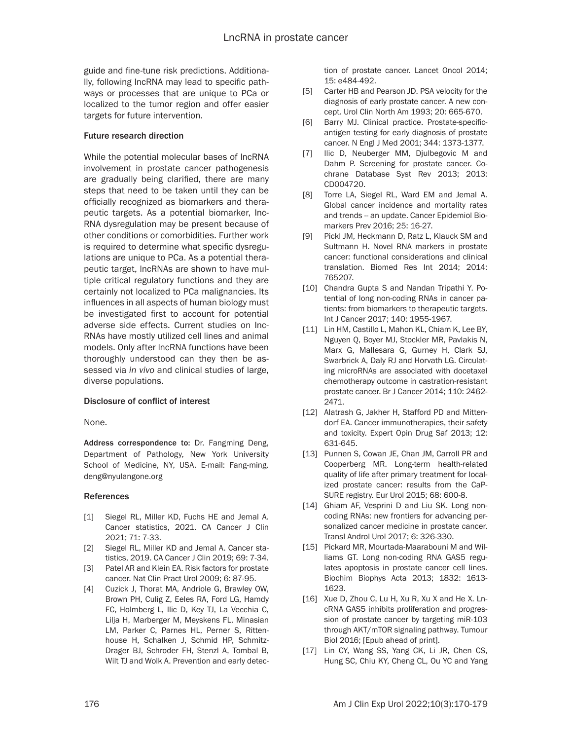guide and fine-tune risk predictions. Additionally, following lncRNA may lead to specific pathways or processes that are unique to PCa or localized to the tumor region and offer easier targets for future intervention.

### Future research direction

While the potential molecular bases of lncRNA involvement in prostate cancer pathogenesis are gradually being clarified, there are many steps that need to be taken until they can be officially recognized as biomarkers and therapeutic targets. As a potential biomarker, lncRNA dysregulation may be present because of other conditions or comorbidities. Further work is required to determine what specific dysregulations are unique to PCa. As a potential therapeutic target, lncRNAs are shown to have multiple critical regulatory functions and they are certainly not localized to PCa malignancies. Its influences in all aspects of human biology must be investigated first to account for potential adverse side effects. Current studies on lncRNAs have mostly utilized cell lines and animal models. Only after lncRNA functions have been thoroughly understood can they then be assessed via *in vivo* and clinical studies of large, diverse populations.

### Disclosure of conflict of interest

None.

**Address correspondence to:** Dr. Fangming Deng, Department of Pathology, New York University School of Medicine, NY, USA. E-mail: Fang-ming.deng@nyulangone.org

### References

[1] Siegel RL, Miller KD, Fuchs HE and Jemal A. Cancer statistics, 2021. CA Cancer J Clin 2021; 71: 7-33.

[2] Siegel RL, Miller KD and Jemal A. Cancer statistics, 2019. CA Cancer J Clin 2019; 69: 7-34.

[3] Patel AR and Klein EA. Risk factors for prostate cancer. Nat Clin Pract Urol 2009; 6: 87-95.

[4] Cuzick J, Thorat MA, Andriole G, Brawley OW, Brown PH, Culig Z, Eeles RA, Ford LG, Hamdy FC, Holmberg L, Ilic D, Key TJ, La Vecchia C, Lilja H, Marberger M, Meyskens FL, Minasian LM, Parker C, Parnes HL, Perner S, Rittenhouse H, Schalken J, Schmid HP, Schmitz-Drager BJ, Schroder FH, Stenzl A, Tombal B, Wilt TJ and Wolk A. Prevention and early detection of prostate cancer. Lancet Oncol 2014; 15: e484-492.

[5] Carter HB and Pearson JD. PSA velocity for the diagnosis of early prostate cancer. A new concept. Urol Clin North Am 1993; 20: 665-670.

[6] Barry MJ. Clinical practice. Prostate-specific-antigen testing for early diagnosis of prostate cancer. N Engl J Med 2001; 344: 1373-1377.

[7] Ilic D, Neuberger MM, Djulbegovic M and Dahm P. Screening for prostate cancer. Cochrane Database Syst Rev 2013; 2013: CD004720.

[8] Torre LA, Siegel RL, Ward EM and Jemal A. Global cancer incidence and mortality rates and trends -- an update. Cancer Epidemiol Biomarkers Prev 2016; 25: 16-27.

[9] Pickl JM, Heckmann D, Ratz L, Klauck SM and Sultmann H. Novel RNA markers in prostate cancer: functional considerations and clinical translation. Biomed Res Int 2014; 2014: 765207.

[10] Chandra Gupta S and Nandan Tripathi Y. Potential of long non-coding RNAs in cancer patients: from biomarkers to therapeutic targets. Int J Cancer 2017; 140: 1955-1967.

[11] Lin HM, Castillo L, Mahon KL, Chiam K, Lee BY, Nguyen Q, Boyer MJ, Stockler MR, Pavlakis N, Marx G, Mallesara G, Gurney H, Clark SJ, Swarbrick A, Daly RJ and Horvath LG. Circulating microRNAs are associated with docetaxel chemotherapy outcome in castration-resistant prostate cancer. Br J Cancer 2014; 110: 2462-2471.

[12] Alatrash G, Jakher H, Stafford PD and Mittendorf EA. Cancer immunotherapies, their safety and toxicity. Expert Opin Drug Saf 2013; 12: 631-645.

[13] Punnen S, Cowan JE, Chan JM, Carroll PR and Cooperberg MR. Long-term health-related quality of life after primary treatment for localized prostate cancer: results from the CaPSURE registry. Eur Urol 2015; 68: 600-8.

[14] Ghiam AF, Vesprini D and Liu SK. Long noncoding RNAs: new frontiers for advancing personalized cancer medicine in prostate cancer. Transl Androl Urol 2017; 6: 326-330.

[15] Pickard MR, Mourtada-Maarabouni M and Williams GT. Long non-coding RNA GAS5 regulates apoptosis in prostate cancer cell lines. Biochim Biophys Acta 2013; 1832: 1613-1623.

[16] Xue D, Zhou C, Lu H, Xu R, Xu X and He X. LncRNA GAS5 inhibits proliferation and progression of prostate cancer by targeting miR-103 through AKT/mTOR signaling pathway. Tumour Biol 2016; [Epub ahead of print].

[17] Lin CY, Wang SS, Yang CK, Li JR, Chen CS, Hung SC, Chiu KY, Cheng CL, Ou YC and Yang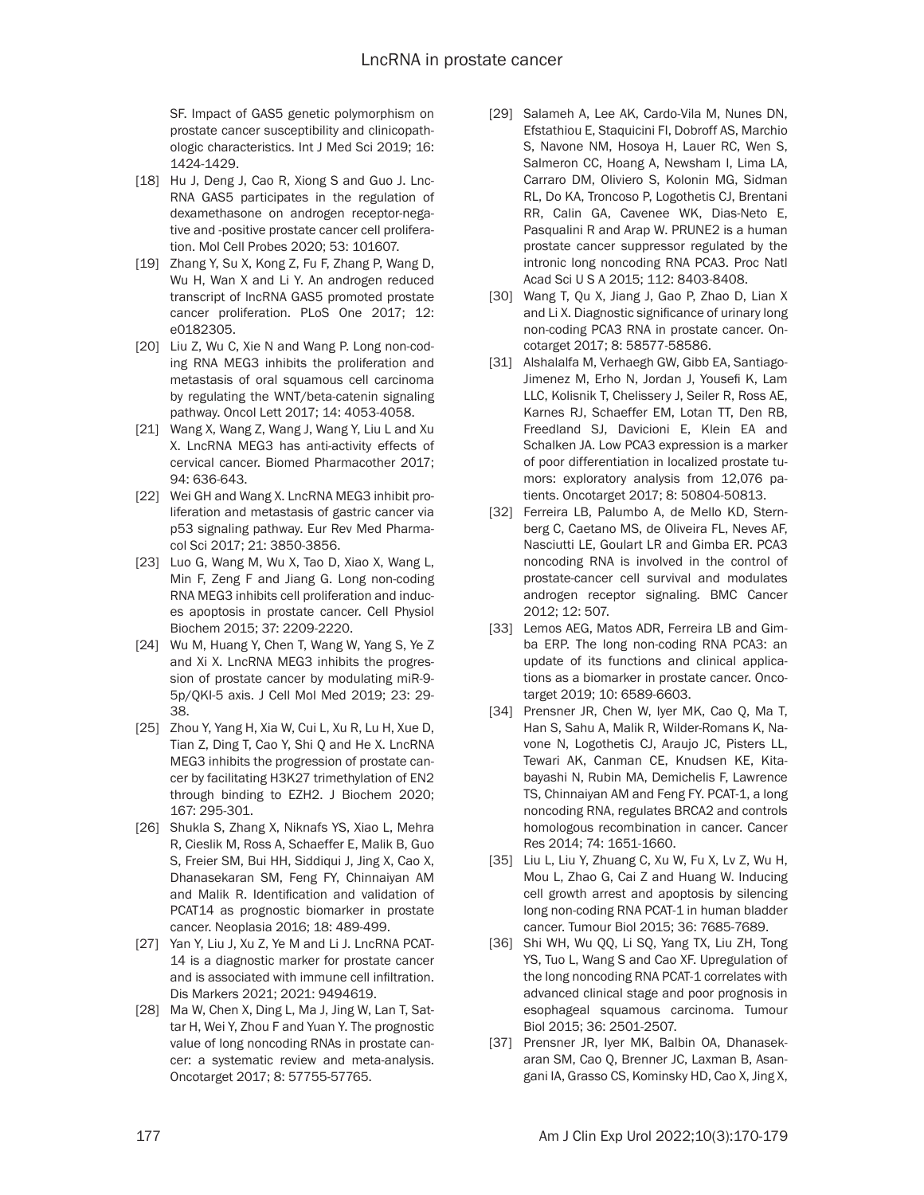SF. Impact of GAS5 genetic polymorphism on prostate cancer susceptibility and clinicopathologic characteristics. Int J Med Sci 2019; 16: 1424-1429.

[18] Hu J, Deng J, Cao R, Xiong S and Guo J. LncRNA GAS5 participates in the regulation of dexamethasone on androgen receptor-negative and -positive prostate cancer cell proliferation. Mol Cell Probes 2020; 53: 101607.

[19] Zhang Y, Su X, Kong Z, Fu F, Zhang P, Wang D, Wu H, Wan X and Li Y. An androgen reduced transcript of lncRNA GAS5 promoted prostate cancer proliferation. PLoS One 2017; 12: e0182305.

[20] Liu Z, Wu C, Xie N and Wang P. Long non-coding RNA MEG3 inhibits the proliferation and metastasis of oral squamous cell carcinoma by regulating the WNT/beta-catenin signaling pathway. Oncol Lett 2017; 14: 4053-4058.

[21] Wang X, Wang Z, Wang J, Wang Y, Liu L and Xu X. LncRNA MEG3 has anti-activity effects of cervical cancer. Biomed Pharmacother 2017; 94: 636-643.

[22] Wei GH and Wang X. LncRNA MEG3 inhibit proliferation and metastasis of gastric cancer via p53 signaling pathway. Eur Rev Med Pharmacol Sci 2017; 21: 3850-3856.

[23] Luo G, Wang M, Wu X, Tao D, Xiao X, Wang L, Min F, Zeng F and Jiang G. Long non-coding RNA MEG3 inhibits cell proliferation and induces apoptosis in prostate cancer. Cell Physiol Biochem 2015; 37: 2209-2220.

[24] Wu M, Huang Y, Chen T, Wang W, Yang S, Ye Z and Xi X. LncRNA MEG3 inhibits the progression of prostate cancer by modulating miR-9-5p/QKI-5 axis. J Cell Mol Med 2019; 23: 29-38.

[25] Zhou Y, Yang H, Xia W, Cui L, Xu R, Lu H, Xue D, Tian Z, Ding T, Cao Y, Shi Q and He X. LncRNA MEG3 inhibits the progression of prostate cancer by facilitating H3K27 trimethylation of EN2 through binding to EZH2. J Biochem 2020; 167: 295-301.

[26] Shukla S, Zhang X, Niknafs YS, Xiao L, Mehra R, Cieslik M, Ross A, Schaeffer E, Malik B, Guo S, Freier SM, Bui HH, Siddiqui J, Jing X, Cao X, Dhanasekaran SM, Feng FY, Chinnaiyan AM and Malik R. Identification and validation of PCAT14 as prognostic biomarker in prostate cancer. Neoplasia 2016; 18: 489-499.

[27] Yan Y, Liu J, Xu Z, Ye M and Li J. LncRNA PCAT-14 is a diagnostic marker for prostate cancer and is associated with immune cell infiltration. Dis Markers 2021; 2021: 9494619.

[28] Ma W, Chen X, Ding L, Ma J, Jing W, Lan T, Sattar H, Wei Y, Zhou F and Yuan Y. The prognostic value of long noncoding RNAs in prostate cancer: a systematic review and meta-analysis. Oncotarget 2017; 8: 57755-57765.

[29] Salameh A, Lee AK, Cardo-Vila M, Nunes DN, Efstathiou E, Staquicini FI, Dobroff AS, Marchio S, Navone NM, Hosoya H, Lauer RC, Wen S, Salmeron CC, Hoang A, Newsham I, Lima LA, Carraro DM, Oliviero S, Kolonin MG, Sidman RL, Do KA, Troncoso P, Logothetis CJ, Brentani RR, Calin GA, Cavenee WK, Dias-Neto E, Pasqualini R and Arap W. PRUNE2 is a human prostate cancer suppressor regulated by the intronic long noncoding RNA PCA3. Proc Natl Acad Sci U S A 2015; 112: 8403-8408.

[30] Wang T, Qu X, Jiang J, Gao P, Zhao D, Lian X and Li X. Diagnostic significance of urinary long non-coding PCA3 RNA in prostate cancer. Oncotarget 2017; 8: 58577-58586.

[31] Alshalalfa M, Verhaegh GW, Gibb EA, Santiago-Jimenez M, Erho N, Jordan J, Yousefi K, Lam LLC, Kolisnik T, Chelissery J, Seiler R, Ross AE, Karnes RJ, Schaeffer EM, Lotan TT, Den RB, Freedland SJ, Davicioni E, Klein EA and Schalken JA. Low PCA3 expression is a marker of poor differentiation in localized prostate tumors: exploratory analysis from 12,076 patients. Oncotarget 2017; 8: 50804-50813.

[32] Ferreira LB, Palumbo A, de Mello KD, Sternberg C, Caetano MS, de Oliveira FL, Neves AF, Nasciutti LE, Goulart LR and Gimba ER. PCA3 noncoding RNA is involved in the control of prostate-cancer cell survival and modulates androgen receptor signaling. BMC Cancer 2012; 12: 507.

[33] Lemos AEG, Matos ADR, Ferreira LB and Gimba ERP. The long non-coding RNA PCA3: an update of its functions and clinical applications as a biomarker in prostate cancer. Oncotarget 2019; 10: 6589-6603.

[34] Prensner JR, Chen W, Iyer MK, Cao Q, Ma T, Han S, Sahu A, Malik R, Wilder-Romans K, Navone N, Logothetis CJ, Araujo JC, Pisters LL, Tewari AK, Canman CE, Knudsen KE, Kitabayashi N, Rubin MA, Demichelis F, Lawrence TS, Chinnaiyan AM and Feng FY. PCAT-1, a long noncoding RNA, regulates BRCA2 and controls homologous recombination in cancer. Cancer Res 2014; 74: 1651-1660.

[35] Liu L, Liu Y, Zhuang C, Xu W, Fu X, Lv Z, Wu H, Mou L, Zhao G, Cai Z and Huang W. Inducing cell growth arrest and apoptosis by silencing long non-coding RNA PCAT-1 in human bladder cancer. Tumour Biol 2015; 36: 7685-7689.

[36] Shi WH, Wu QQ, Li SQ, Yang TX, Liu ZH, Tong YS, Tuo L, Wang S and Cao XF. Upregulation of the long noncoding RNA PCAT-1 correlates with advanced clinical stage and poor prognosis in esophageal squamous carcinoma. Tumour Biol 2015; 36: 2501-2507.

[37] Prensner JR, Iyer MK, Balbin OA, Dhanasekaran SM, Cao Q, Brenner JC, Laxman B, Asangani IA, Grasso CS, Kominsky HD, Cao X, Jing X,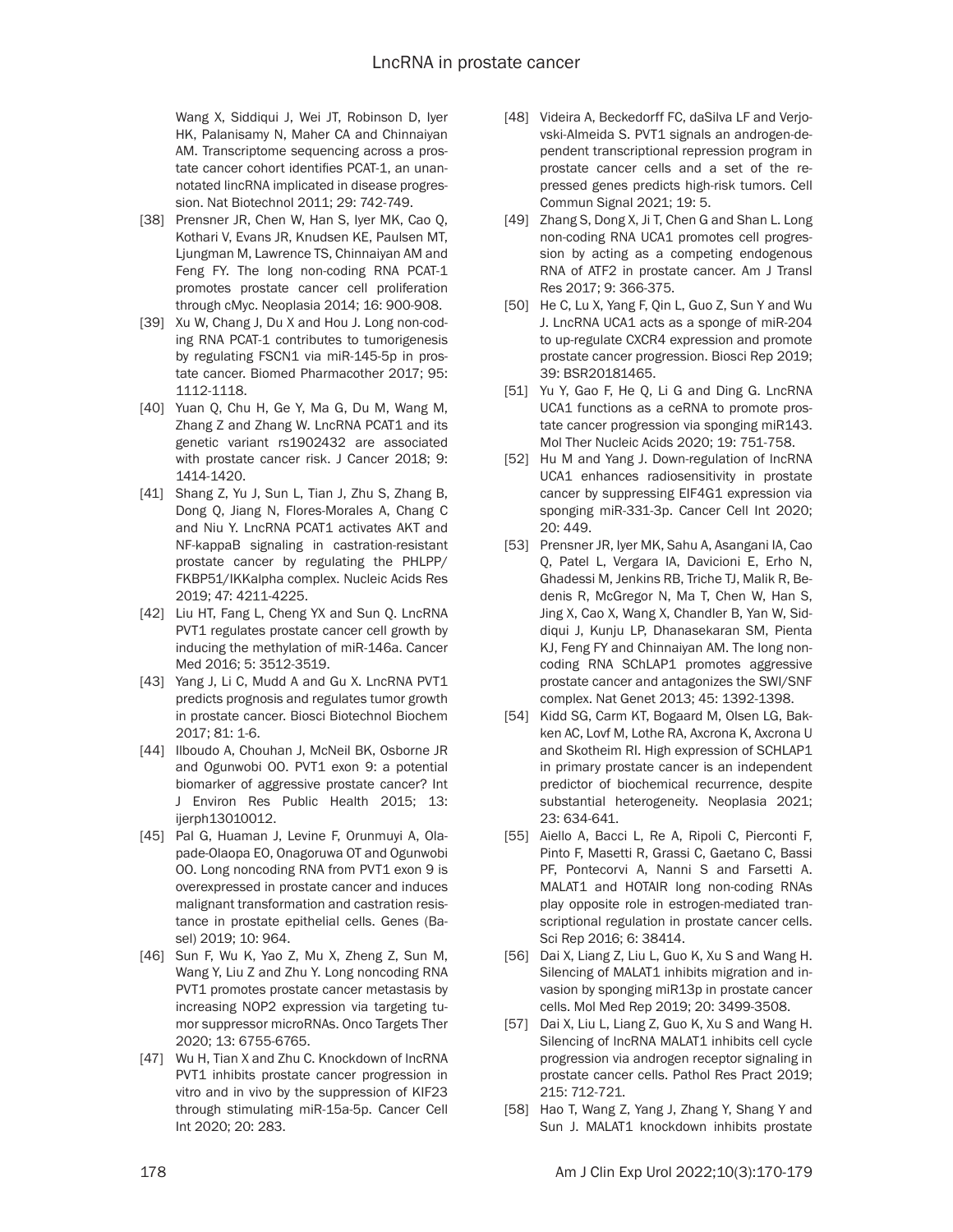Wang X, Siddiqui J, Wei JT, Robinson D, Iyer HK, Palanisamy N, Maher CA and Chinnaiyan AM. Transcriptome sequencing across a prostate cancer cohort identifies PCAT-1, an unannotated lincRNA implicated in disease progression. Nat Biotechnol 2011; 29: 742-749.

[38] Prensner JR, Chen W, Han S, Iyer MK, Cao Q, Kothari V, Evans JR, Knudsen KE, Paulsen MT, Ljungman M, Lawrence TS, Chinnaiyan AM and Feng FY. The long non-coding RNA PCAT-1 promotes prostate cancer cell proliferation through cMyc. Neoplasia 2014; 16: 900-908.

[39] Xu W, Chang J, Du X and Hou J. Long non-coding RNA PCAT-1 contributes to tumorigenesis by regulating FSCN1 via miR-145-5p in prostate cancer. Biomed Pharmacother 2017; 95: 1112-1118.

[40] Yuan Q, Chu H, Ge Y, Ma G, Du M, Wang M, Zhang Z and Zhang W. LncRNA PCAT1 and its genetic variant rs1902432 are associated with prostate cancer risk. J Cancer 2018; 9: 1414-1420.

[41] Shang Z, Yu J, Sun L, Tian J, Zhu S, Zhang B, Dong Q, Jiang N, Flores-Morales A, Chang C and Niu Y. LncRNA PCAT1 activates AKT and NF-kappaB signaling in castration-resistant prostate cancer by regulating the PHLPP/FKBP51/IKKalpha complex. Nucleic Acids Res 2019; 47: 4211-4225.

[42] Liu HT, Fang L, Cheng YX and Sun Q. LncRNA PVT1 regulates prostate cancer cell growth by inducing the methylation of miR-146a. Cancer Med 2016; 5: 3512-3519.

[43] Yang J, Li C, Mudd A and Gu X. LncRNA PVT1 predicts prognosis and regulates tumor growth in prostate cancer. Biosci Biotechnol Biochem 2017; 81: 1-6.

[44] Ilboudo A, Chouhan J, McNeil BK, Osborne JR and Ogunwobi OO. PVT1 exon 9: a potential biomarker of aggressive prostate cancer? Int J Environ Res Public Health 2015; 13: ijerph13010012.

[45] Pal G, Huaman J, Levine F, Orunmuyi A, Olapade-Olaopa EO, Onagoruwa OT and Ogunwobi OO. Long noncoding RNA from PVT1 exon 9 is overexpressed in prostate cancer and induces malignant transformation and castration resistance in prostate epithelial cells. Genes (Basel) 2019; 10: 964.

[46] Sun F, Wu K, Yao Z, Mu X, Zheng Z, Sun M, Wang Y, Liu Z and Zhu Y. Long noncoding RNA PVT1 promotes prostate cancer metastasis by increasing NOP2 expression via targeting tumor suppressor microRNAs. Onco Targets Ther 2020; 13: 6755-6765.

[47] Wu H, Tian X and Zhu C. Knockdown of lncRNA PVT1 inhibits prostate cancer progression in vitro and in vivo by the suppression of KIF23 through stimulating miR-15a-5p. Cancer Cell Int 2020; 20: 283.

[48] Videira A, Beckedorff FC, daSilva LF and Verjovski-Almeida S. PVT1 signals an androgen-dependent transcriptional repression program in prostate cancer cells and a set of the repressed genes predicts high-risk tumors. Cell Commun Signal 2021; 19: 5.

[49] Zhang S, Dong X, Ji T, Chen G and Shan L. Long non-coding RNA UCA1 promotes cell progression by acting as a competing endogenous RNA of ATF2 in prostate cancer. Am J Transl Res 2017; 9: 366-375.

[50] He C, Lu X, Yang F, Qin L, Guo Z, Sun Y and Wu J. LncRNA UCA1 acts as a sponge of miR-204 to up-regulate CXCR4 expression and promote prostate cancer progression. Biosci Rep 2019; 39: BSR20181465.

[51] Yu Y, Gao F, He Q, Li G and Ding G. LncRNA UCA1 functions as a ceRNA to promote prostate cancer progression via sponging miR143. Mol Ther Nucleic Acids 2020; 19: 751-758.

[52] Hu M and Yang J. Down-regulation of lncRNA UCA1 enhances radiosensitivity in prostate cancer by suppressing EIF4G1 expression via sponging miR-331-3p. Cancer Cell Int 2020; 20: 449.

[53] Prensner JR, Iyer MK, Sahu A, Asangani IA, Cao Q, Patel L, Vergara IA, Davicioni E, Erho N, Ghadessi M, Jenkins RB, Triche TJ, Malik R, Bedenis R, McGregor N, Ma T, Chen W, Han S, Jing X, Cao X, Wang X, Chandler B, Yan W, Siddiqui J, Kunju LP, Dhanasekaran SM, Pienta KJ, Feng FY and Chinnaiyan AM. The long noncoding RNA SChLAP1 promotes aggressive prostate cancer and antagonizes the SWI/SNF complex. Nat Genet 2013; 45: 1392-1398.

[54] Kidd SG, Carm KT, Bogaard M, Olsen LG, Bakken AC, Lovf M, Lothe RA, Axcrona K, Axcrona U and Skotheim RI. High expression of SCHLAP1 in primary prostate cancer is an independent predictor of biochemical recurrence, despite substantial heterogeneity. Neoplasia 2021; 23: 634-641.

[55] Aiello A, Bacci L, Re A, Ripoli C, Pierconti F, Pinto F, Masetti R, Grassi C, Gaetano C, Bassi PF, Pontecorvi A, Nanni S and Farsetti A. MALAT1 and HOTAIR long non-coding RNAs play opposite role in estrogen-mediated transcriptional regulation in prostate cancer cells. Sci Rep 2016; 6: 38414.

[56] Dai X, Liang Z, Liu L, Guo K, Xu S and Wang H. Silencing of MALAT1 inhibits migration and invasion by sponging miR13p in prostate cancer cells. Mol Med Rep 2019; 20: 3499-3508.

[57] Dai X, Liu L, Liang Z, Guo K, Xu S and Wang H. Silencing of lncRNA MALAT1 inhibits cell cycle progression via androgen receptor signaling in prostate cancer cells. Pathol Res Pract 2019; 215: 712-721.

[58] Hao T, Wang Z, Yang J, Zhang Y, Shang Y and Sun J. MALAT1 knockdown inhibits prostate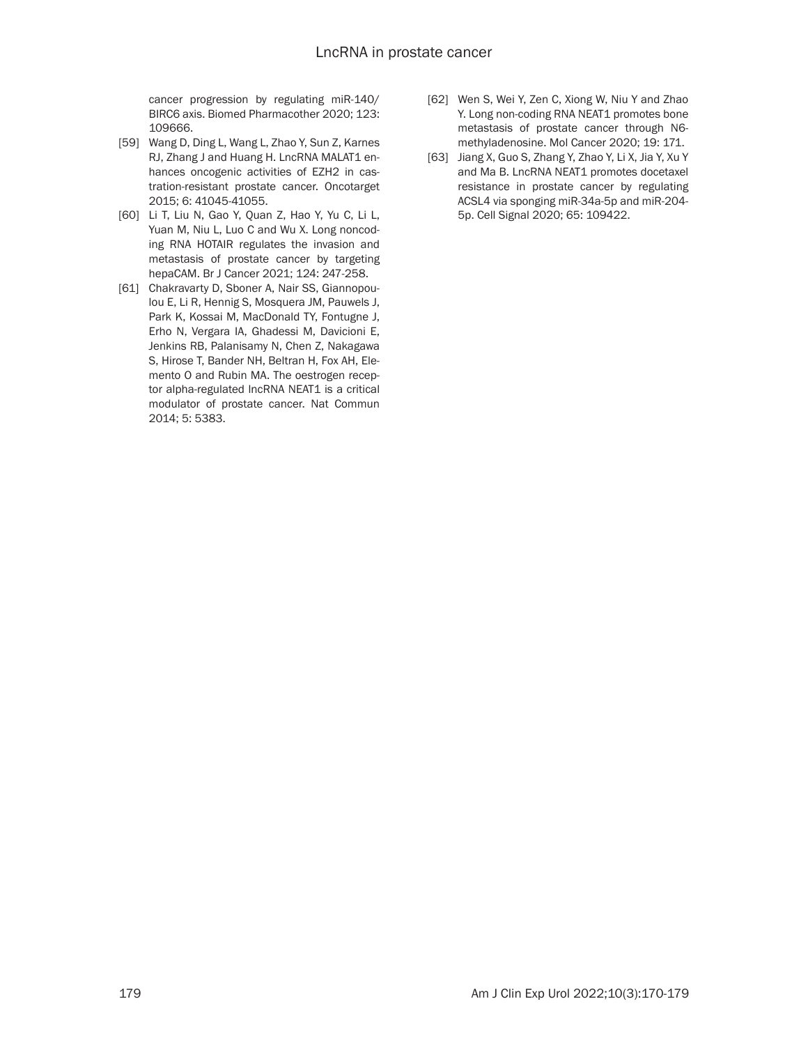cancer progression by regulating miR-140/BIRC6 axis. Biomed Pharmacother 2020; 123: 109666.

[59] Wang D, Ding L, Wang L, Zhao Y, Sun Z, Karnes RJ, Zhang J and Huang H. LncRNA MALAT1 enhances oncogenic activities of EZH2 in castration-resistant prostate cancer. Oncotarget 2015; 6: 41045-41055.

[60] Li T, Liu N, Gao Y, Quan Z, Hao Y, Yu C, Li L, Yuan M, Niu L, Luo C and Wu X. Long noncoding RNA HOTAIR regulates the invasion and metastasis of prostate cancer by targeting hepaCAM. Br J Cancer 2021; 124: 247-258.

[61] Chakravarty D, Sboner A, Nair SS, Giannopoulou E, Li R, Hennig S, Mosquera JM, Pauwels J, Park K, Kossai M, MacDonald TY, Fontugne J, Erho N, Vergara IA, Ghadessi M, Davicioni E, Jenkins RB, Palanisamy N, Chen Z, Nakagawa S, Hirose T, Bander NH, Beltran H, Fox AH, Elemento O and Rubin MA. The oestrogen receptor alpha-regulated lncRNA NEAT1 is a critical modulator of prostate cancer. Nat Commun 2014; 5: 5383.

[62] Wen S, Wei Y, Zen C, Xiong W, Niu Y and Zhao Y. Long non-coding RNA NEAT1 promotes bone metastasis of prostate cancer through N6-methyladenosine. Mol Cancer 2020; 19: 171.

[63] Jiang X, Guo S, Zhang Y, Zhao Y, Li X, Jia Y, Xu Y and Ma B. LncRNA NEAT1 promotes docetaxel resistance in prostate cancer by regulating ACSL4 via sponging miR-34a-5p and miR-204-5p. Cell Signal 2020; 65: 109422.